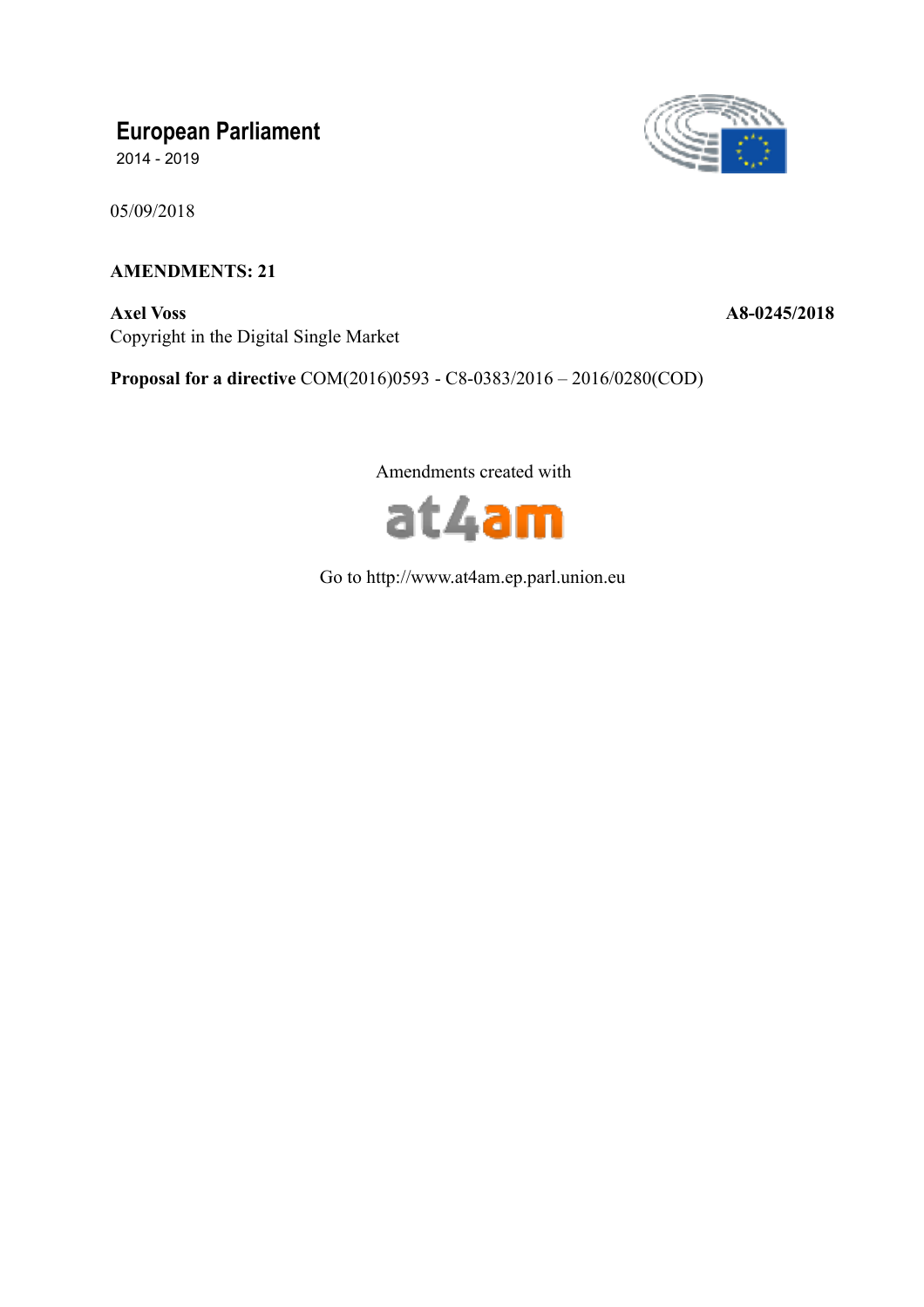# European Parliament

2014 - 2019

05/09/2018

**AMENDMENTS: 21**

**Axel Voss** **A8-0245/2018**

Copyright in the Digital Single Market

**Proposal for a directive** COM(2016)0593 - C8-0383/2016 – 2016/0280(COD)

Amendments created with

at4am

Go to http://www.at4am.ep.parl.union.eu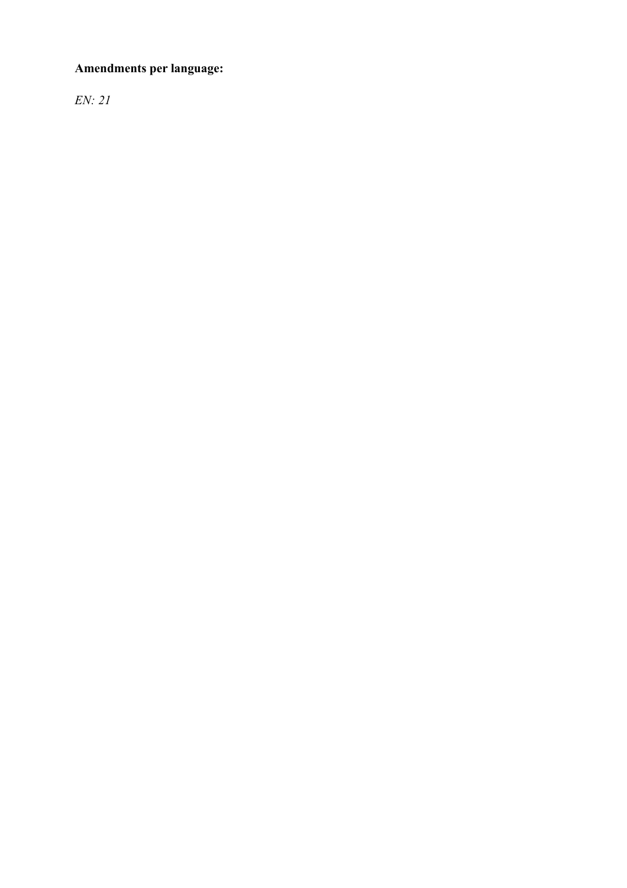**Amendments per language:**

*EN: 21*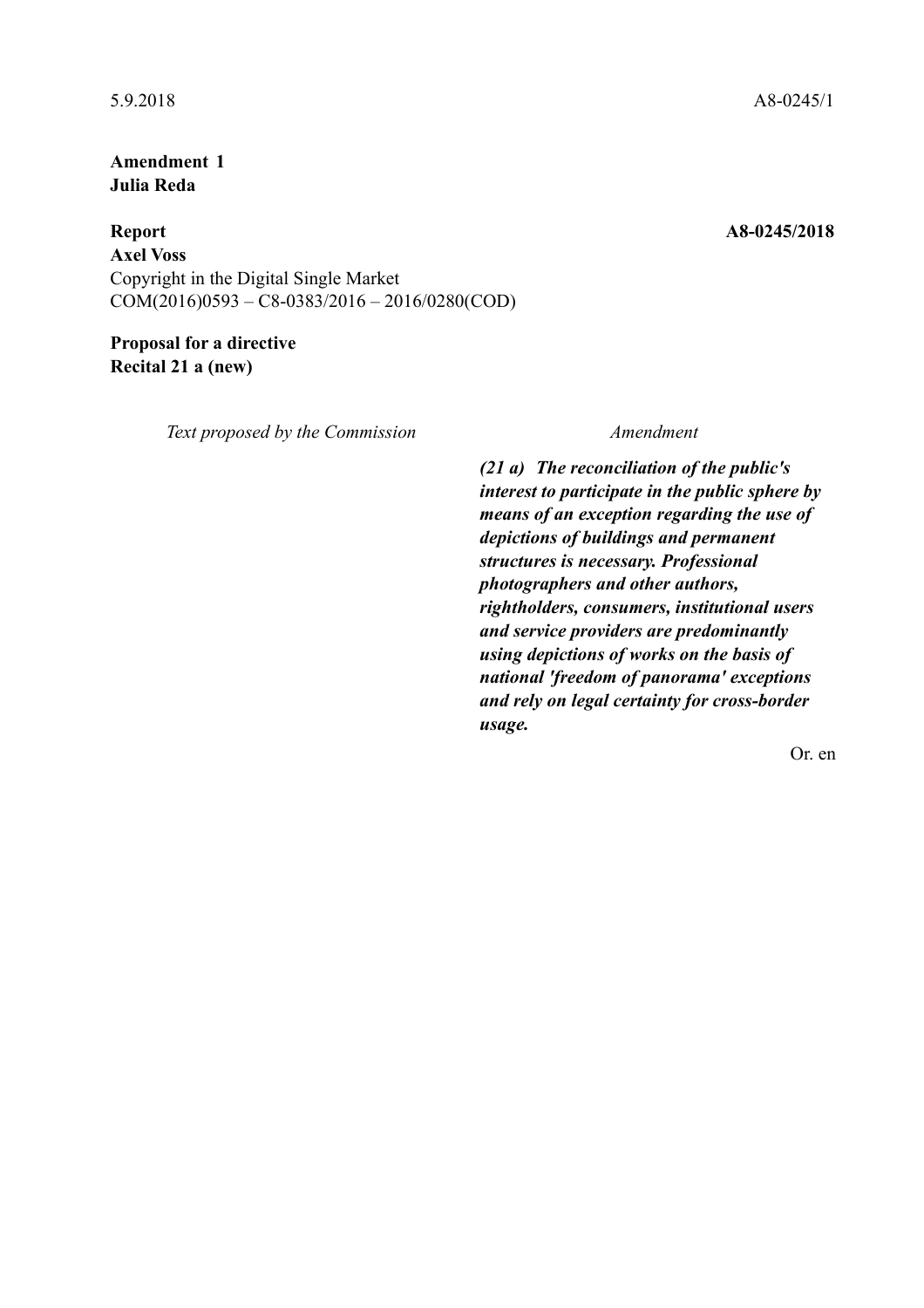5.9.2018 A8-0245/1

**Amendment 1**
**Julia Reda**

**Report** **A8-0245/2018**
**Axel Voss**
Copyright in the Digital Single Market
COM(2016)0593 – C8-0383/2016 – 2016/0280(COD)

**Proposal for a directive**
**Recital 21 a (new)**

| *Text proposed by the Commission* | *Amendment* |
|---|---|
| | ***(21 a) The reconciliation of the public's interest to participate in the public sphere by means of an exception regarding the use of depictions of buildings and permanent structures is necessary. Professional photographers and other authors, rightholders, consumers, institutional users and service providers are predominantly using depictions of works on the basis of national 'freedom of panorama' exceptions and rely on legal certainty for cross-border usage.*** |

Or. en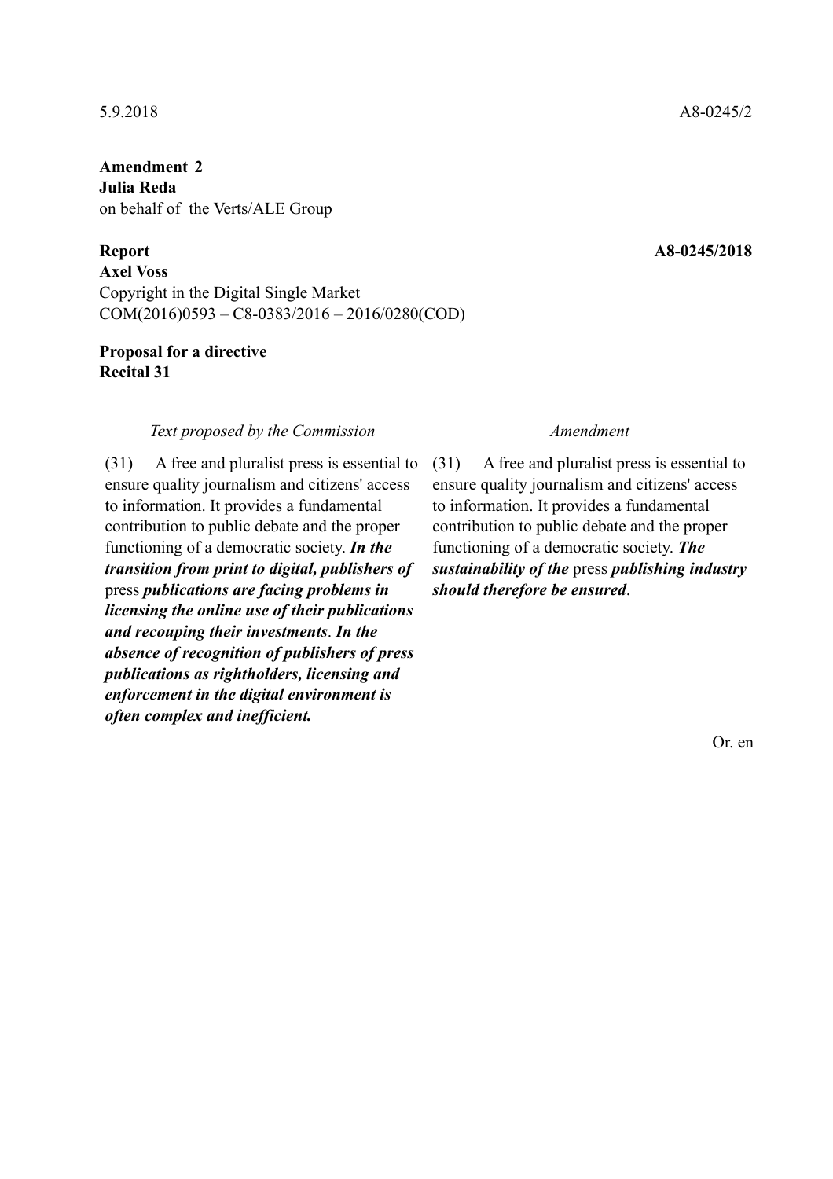5.9.2018 A8-0245/2

**Amendment 2**
**Julia Reda**
on behalf of the Verts/ALE Group

**Report** **A8-0245/2018**
**Axel Voss**
Copyright in the Digital Single Market
COM(2016)0593 – C8-0383/2016 – 2016/0280(COD)

**Proposal for a directive**
**Recital 31**

| *Text proposed by the Commission* | *Amendment* |
| --- | --- |
| (31) A free and pluralist press is essential to ensure quality journalism and citizens' access to information. It provides a fundamental contribution to public debate and the proper functioning of a democratic society. ***In the transition from print to digital, publishers of*** press ***publications are facing problems in licensing the online use of their publications and recouping their investments***. ***In the absence of recognition of publishers of press publications as rightholders, licensing and enforcement in the digital environment is often complex and inefficient.*** | (31) A free and pluralist press is essential to ensure quality journalism and citizens' access to information. It provides a fundamental contribution to public debate and the proper functioning of a democratic society. ***The sustainability of the*** press ***publishing industry should therefore be ensured***. |

Or. en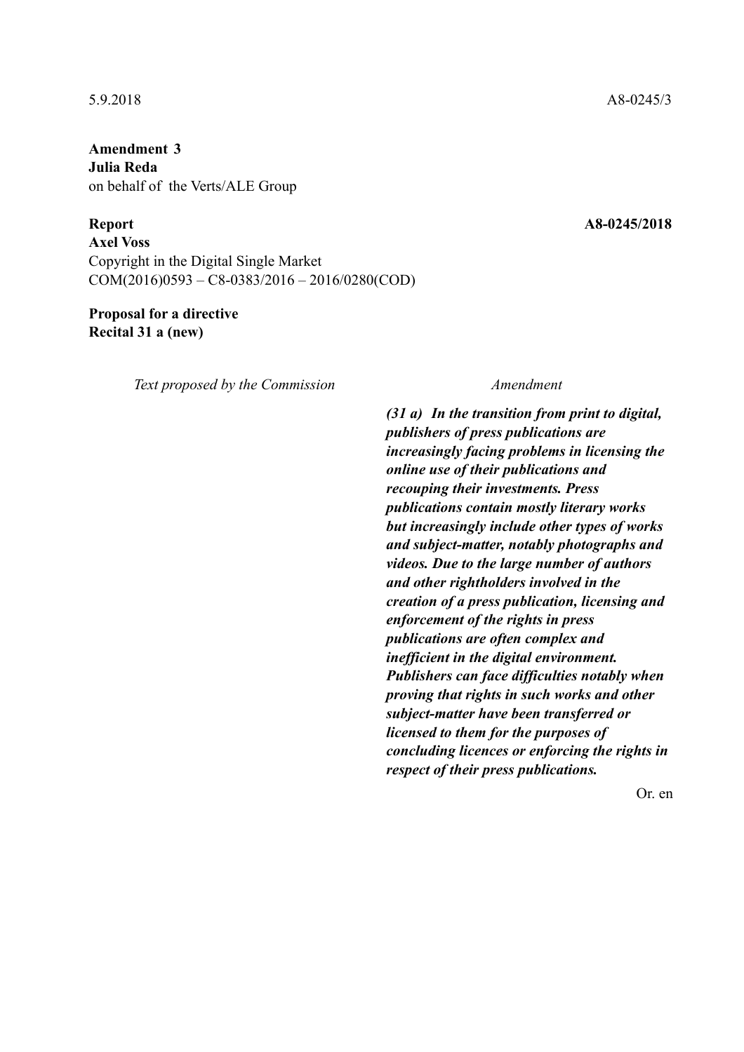5.9.2018 A8-0245/3

**Amendment 3**
**Julia Reda**
on behalf of the Verts/ALE Group

**Report** **A8-0245/2018**
**Axel Voss**
Copyright in the Digital Single Market
COM(2016)0593 – C8-0383/2016 – 2016/0280(COD)

**Proposal for a directive**
**Recital 31 a (new)**

| *Text proposed by the Commission* | *Amendment* |
| --- | --- |
| | ***(31 a) In the transition from print to digital, publishers of press publications are increasingly facing problems in licensing the online use of their publications and recouping their investments. Press publications contain mostly literary works but increasingly include other types of works and subject-matter, notably photographs and videos. Due to the large number of authors and other rightholders involved in the creation of a press publication, licensing and enforcement of the rights in press publications are often complex and inefficient in the digital environment. Publishers can face difficulties notably when proving that rights in such works and other subject-matter have been transferred or licensed to them for the purposes of concluding licences or enforcing the rights in respect of their press publications.*** |

Or. en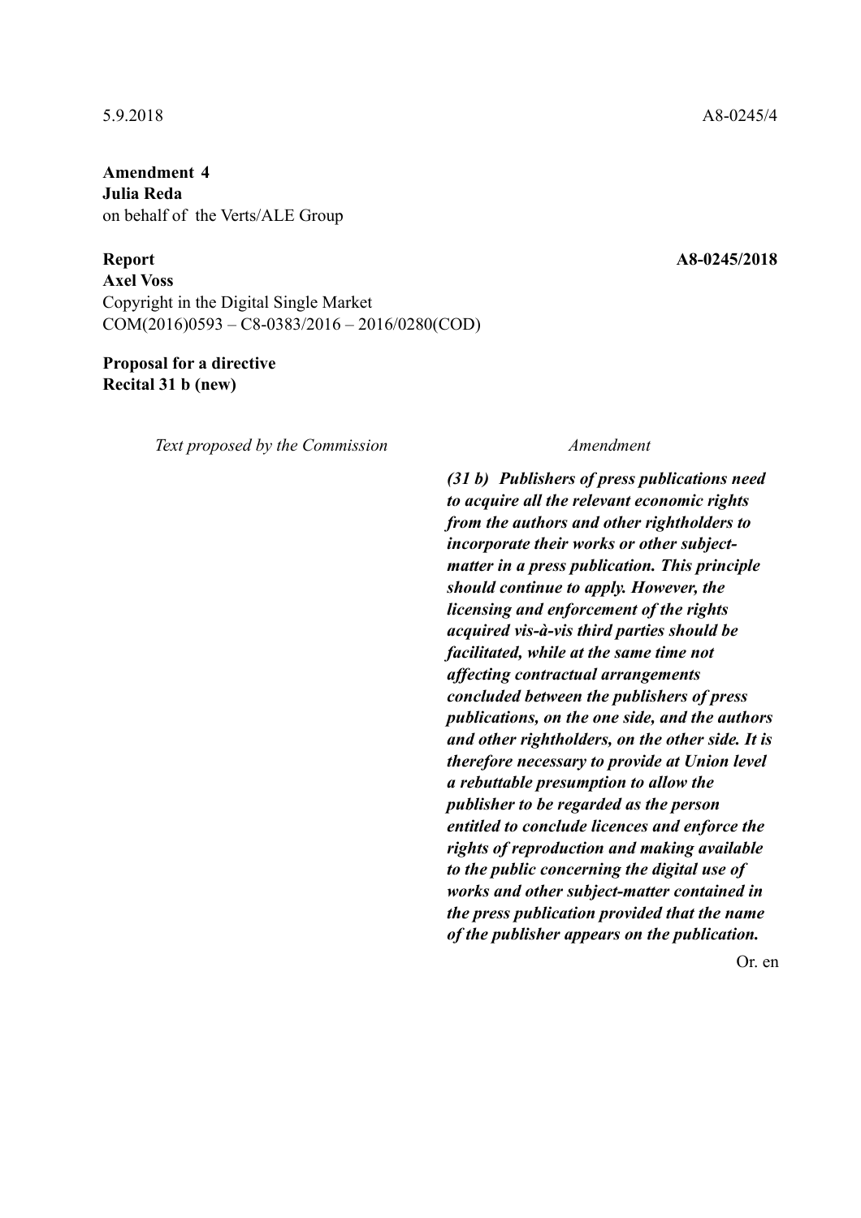5.9.2018 A8-0245/4

**Amendment 4**
**Julia Reda**
on behalf of the Verts/ALE Group

**Report** **A8-0245/2018**
**Axel Voss**
Copyright in the Digital Single Market
COM(2016)0593 – C8-0383/2016 – 2016/0280(COD)

**Proposal for a directive**
**Recital 31 b (new)**

| *Text proposed by the Commission* | *Amendment* |
|---|---|
| | ***(31 b) Publishers of press publications need to acquire all the relevant economic rights from the authors and other rightholders to incorporate their works or other subject-matter in a press publication. This principle should continue to apply. However, the licensing and enforcement of the rights acquired vis-à-vis third parties should be facilitated, while at the same time not affecting contractual arrangements concluded between the publishers of press publications, on the one side, and the authors and other rightholders, on the other side. It is therefore necessary to provide at Union level a rebuttable presumption to allow the publisher to be regarded as the person entitled to conclude licences and enforce the rights of reproduction and making available to the public concerning the digital use of works and other subject-matter contained in the press publication provided that the name of the publisher appears on the publication.*** |

Or. en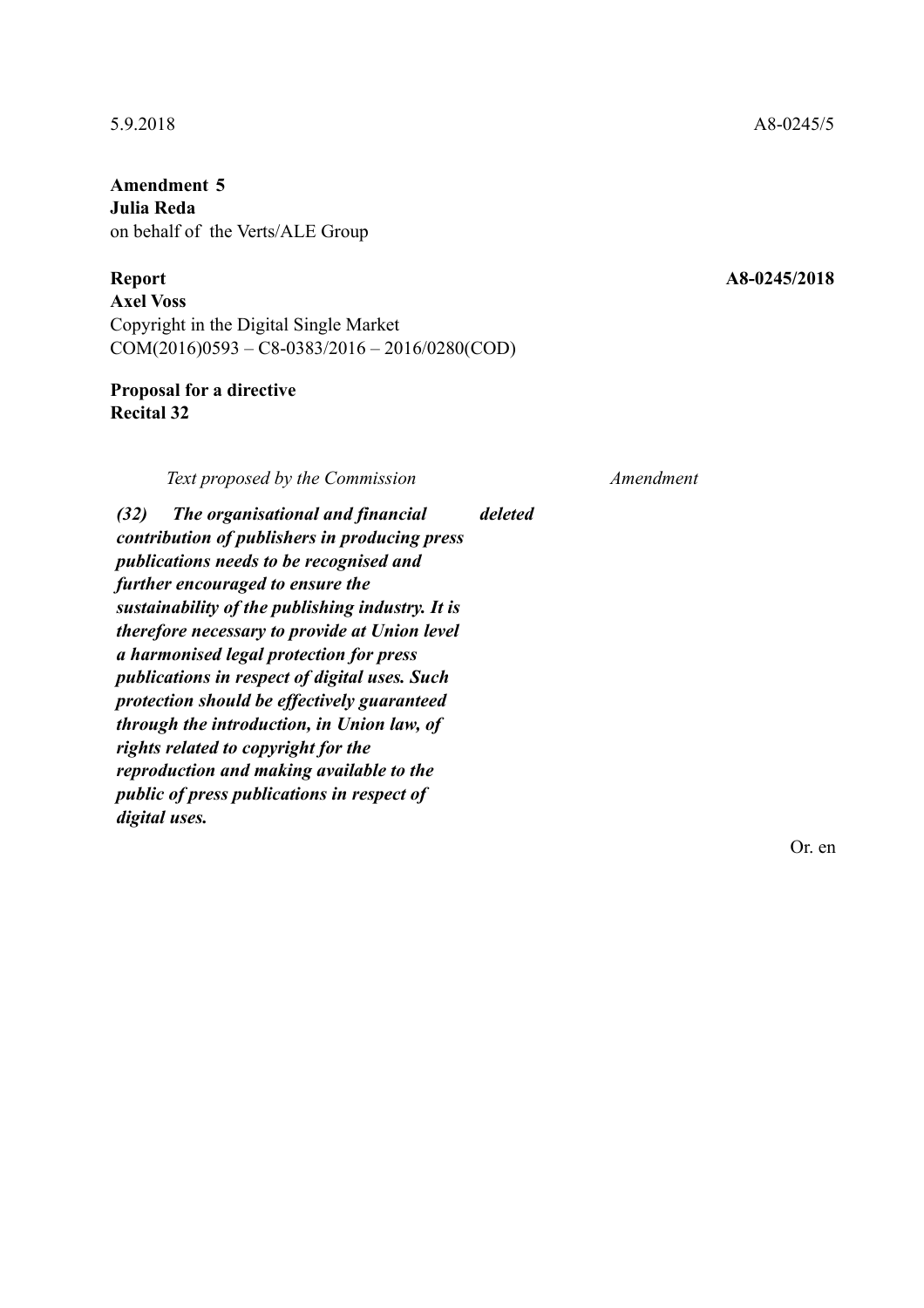5.9.2018 A8-0245/5

**Amendment 5**
**Julia Reda**
on behalf of the Verts/ALE Group

**Report** **A8-0245/2018**
**Axel Voss**
Copyright in the Digital Single Market
COM(2016)0593 – C8-0383/2016 – 2016/0280(COD)

**Proposal for a directive**
**Recital 32**

| *Text proposed by the Commission* | *Amendment* |
| --- | --- |
| ***(32) The organisational and financial contribution of publishers in producing press publications needs to be recognised and further encouraged to ensure the sustainability of the publishing industry. It is therefore necessary to provide at Union level a harmonised legal protection for press publications in respect of digital uses. Such protection should be effectively guaranteed through the introduction, in Union law, of rights related to copyright for the reproduction and making available to the public of press publications in respect of digital uses.*** | ***deleted*** |

Or. en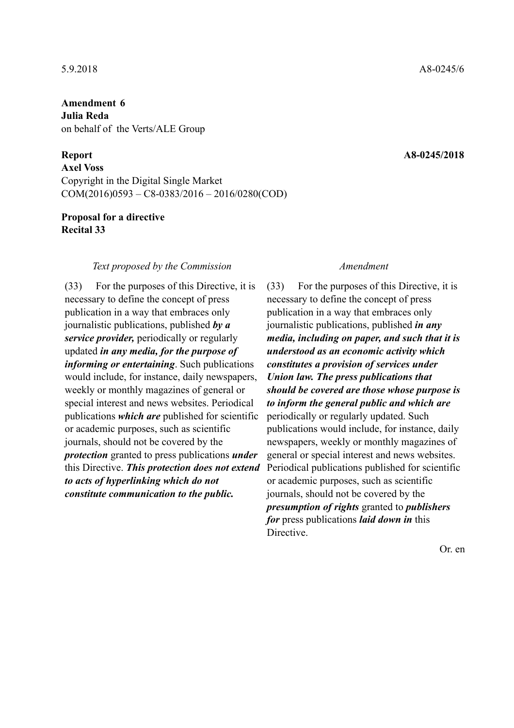5.9.2018 A8-0245/6

**Amendment 6**
**Julia Reda**
on behalf of the Verts/ALE Group

**Report** **A8-0245/2018**
**Axel Voss**
Copyright in the Digital Single Market
COM(2016)0593 – C8-0383/2016 – 2016/0280(COD)

**Proposal for a directive**
**Recital 33**

| *Text proposed by the Commission* | *Amendment* |
| --- | --- |
| (33) For the purposes of this Directive, it is necessary to define the concept of press publication in a way that embraces only journalistic publications, published ***by a service provider,*** periodically or regularly updated ***in any media, for the purpose of informing or entertaining***. Such publications would include, for instance, daily newspapers, weekly or monthly magazines of general or special interest and news websites. Periodical publications ***which are*** published for scientific or academic purposes, such as scientific journals, should not be covered by the ***protection*** granted to press publications ***under*** this Directive. ***This protection does not extend to acts of hyperlinking which do not constitute communication to the public.*** | (33) For the purposes of this Directive, it is necessary to define the concept of press publication in a way that embraces only journalistic publications, published ***in any media, including on paper, and such that it is understood as an economic activity which constitutes a provision of services under Union law. The press publications that should be covered are those whose purpose is to inform the general public and which are*** periodically or regularly updated. Such publications would include, for instance, daily newspapers, weekly or monthly magazines of general or special interest and news websites. Periodical publications published for scientific or academic purposes, such as scientific journals, should not be covered by the ***presumption of rights*** granted to ***publishers for*** press publications ***laid down in*** this Directive. |

Or. en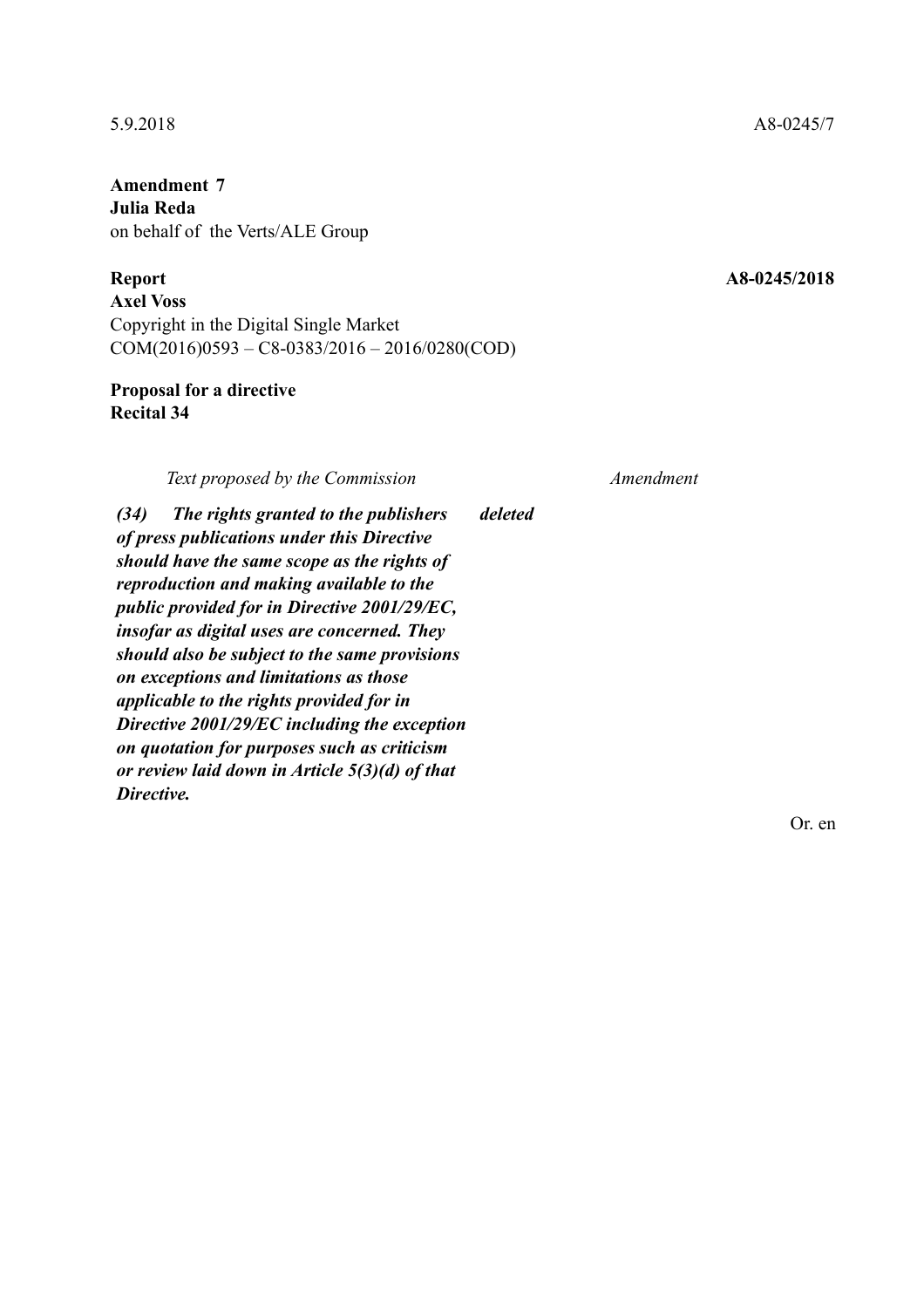5.9.2018 A8-0245/7

**Amendment 7**
**Julia Reda**
on behalf of the Verts/ALE Group

**Report** **A8-0245/2018**
**Axel Voss**
Copyright in the Digital Single Market
COM(2016)0593 – C8-0383/2016 – 2016/0280(COD)

**Proposal for a directive**
**Recital 34**

| *Text proposed by the Commission* | *Amendment* |
|---|---|
| ***(34) The rights granted to the publishers of press publications under this Directive should have the same scope as the rights of reproduction and making available to the public provided for in Directive 2001/29/EC, insofar as digital uses are concerned. They should also be subject to the same provisions on exceptions and limitations as those applicable to the rights provided for in Directive 2001/29/EC including the exception on quotation for purposes such as criticism or review laid down in Article 5(3)(d) of that Directive.*** | ***deleted*** |

Or. en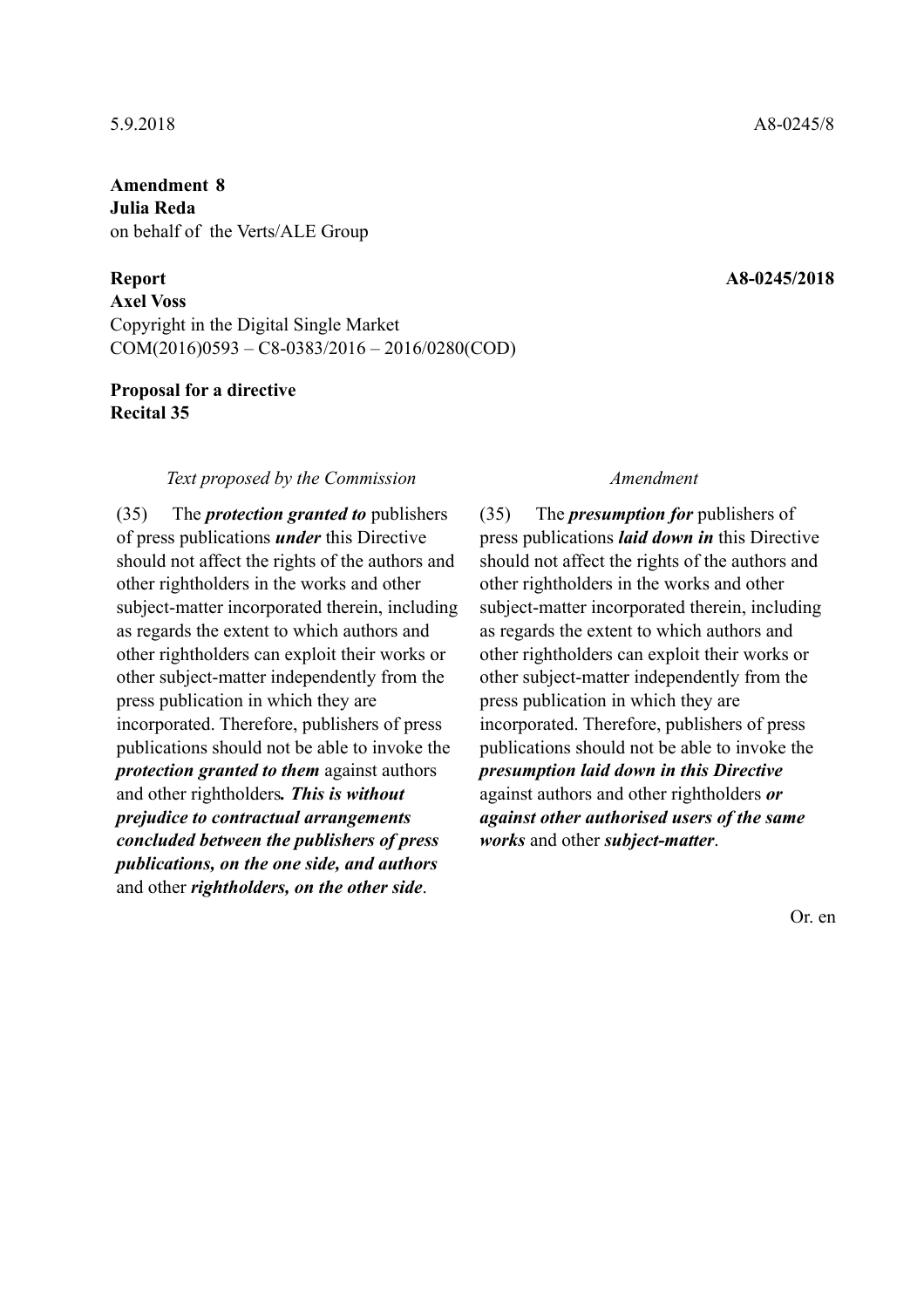5.9.2018 A8-0245/8

**Amendment 8**
**Julia Reda**
on behalf of the Verts/ALE Group

**Report** **A8-0245/2018**
**Axel Voss**
Copyright in the Digital Single Market
COM(2016)0593 – C8-0383/2016 – 2016/0280(COD)

**Proposal for a directive**
**Recital 35**

| *Text proposed by the Commission* | *Amendment* |
|---|---|
| (35) The ***protection granted to*** publishers of press publications ***under*** this Directive should not affect the rights of the authors and other rightholders in the works and other subject-matter incorporated therein, including as regards the extent to which authors and other rightholders can exploit their works or other subject-matter independently from the press publication in which they are incorporated. Therefore, publishers of press publications should not be able to invoke the ***protection granted to them*** against authors and other rightholders***. This is without prejudice to contractual arrangements concluded between the publishers of press publications, on the one side, and authors*** and other ***rightholders, on the other side***. | (35) The ***presumption for*** publishers of press publications ***laid down in*** this Directive should not affect the rights of the authors and other rightholders in the works and other subject-matter incorporated therein, including as regards the extent to which authors and other rightholders can exploit their works or other subject-matter independently from the press publication in which they are incorporated. Therefore, publishers of press publications should not be able to invoke the ***presumption laid down in this Directive*** against authors and other rightholders ***or against other authorised users of the same works*** and other ***subject-matter***. |

Or. en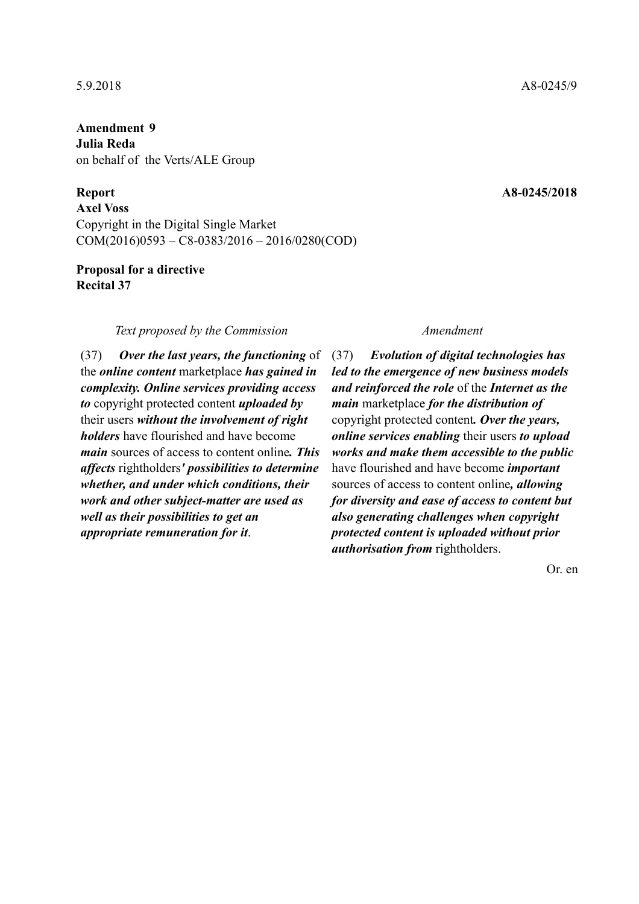5.9.2018 A8-0245/9

**Amendment 9**
**Julia Reda**
on behalf of the Verts/ALE Group

**Report** **A8-0245/2018**
**Axel Voss**
Copyright in the Digital Single Market
COM(2016)0593 – C8-0383/2016 – 2016/0280(COD)

**Proposal for a directive**
**Recital 37**

| *Text proposed by the Commission* | *Amendment* |
|---|---|
| (37) ***Over the last years, the functioning*** of the ***online content*** marketplace ***has gained in complexity. Online services providing access to*** copyright protected content ***uploaded by*** their users ***without the involvement of right holders*** have flourished and have become ***main*** sources of access to content online***. This affects*** rightholders***' possibilities to determine whether, and under which conditions, their work and other subject-matter are used as well as their possibilities to get an appropriate remuneration for it***. | (37) ***Evolution of digital technologies has led to the emergence of new business models and reinforced the role*** of the ***Internet as the main*** marketplace ***for the distribution of*** copyright protected content***. Over the years, online services enabling*** their users ***to upload works and make them accessible to the public*** have flourished and have become ***important*** sources of access to content online***, allowing for diversity and ease of access to content but also generating challenges when copyright protected content is uploaded without prior authorisation from*** rightholders. |

Or. en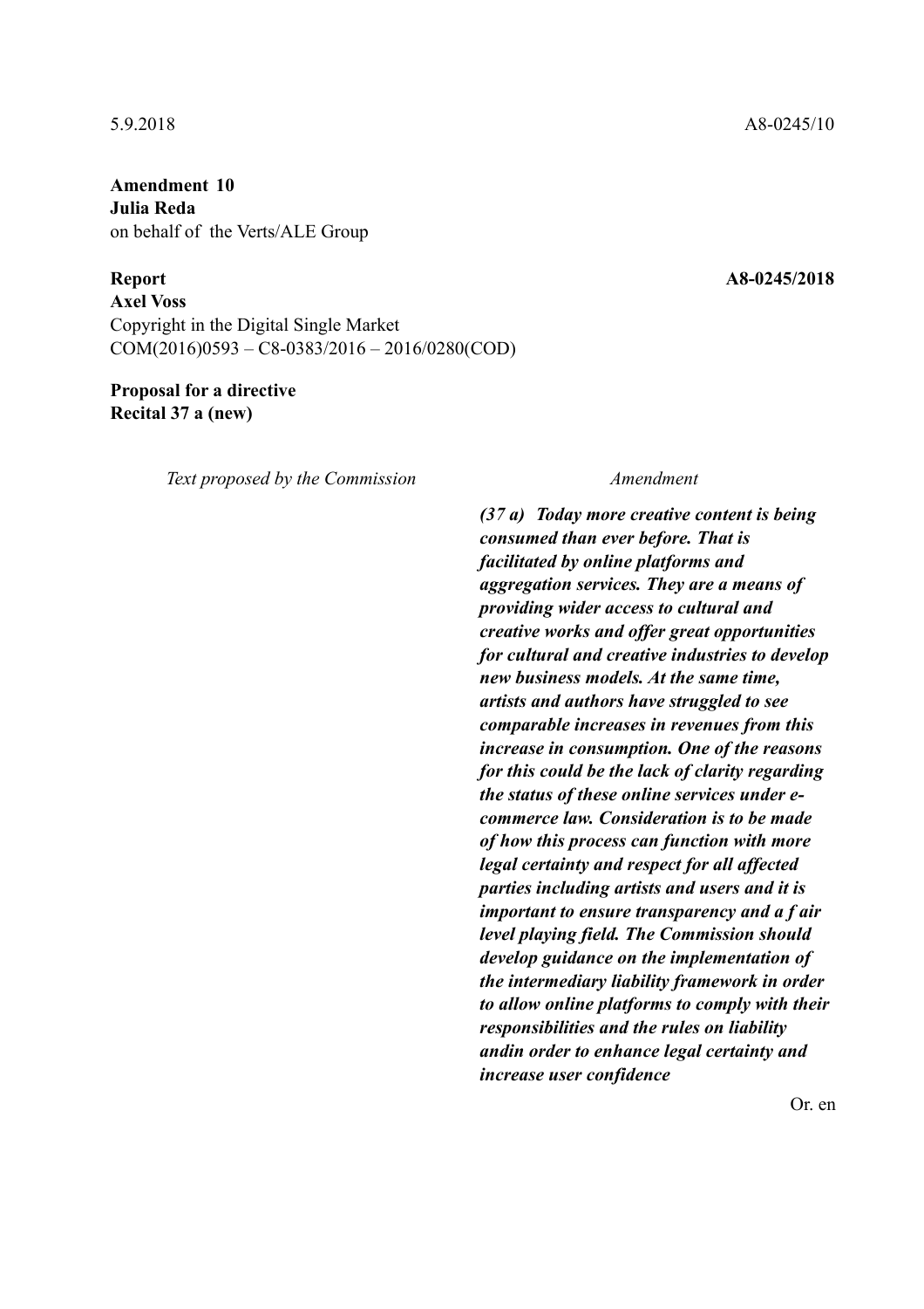5.9.2018 A8-0245/10

**Amendment 10**
**Julia Reda**
on behalf of the Verts/ALE Group

**Report** **A8-0245/2018**
**Axel Voss**
Copyright in the Digital Single Market
COM(2016)0593 – C8-0383/2016 – 2016/0280(COD)

**Proposal for a directive**
**Recital 37 a (new)**

| *Text proposed by the Commission* | *Amendment* |
|---|---|
| | ***(37 a) Today more creative content is being consumed than ever before. That is facilitated by online platforms and aggregation services. They are a means of providing wider access to cultural and creative works and offer great opportunities for cultural and creative industries to develop new business models. At the same time, artists and authors have struggled to see comparable increases in revenues from this increase in consumption. One of the reasons for this could be the lack of clarity regarding the status of these online services under e-commerce law. Consideration is to be made of how this process can function with more legal certainty and respect for all affected parties including artists and users and it is important to ensure transparency and a f air level playing field. The Commission should develop guidance on the implementation of the intermediary liability framework in order to allow online platforms to comply with their responsibilities and the rules on liability andin order to enhance legal certainty and increase user confidence*** |

Or. en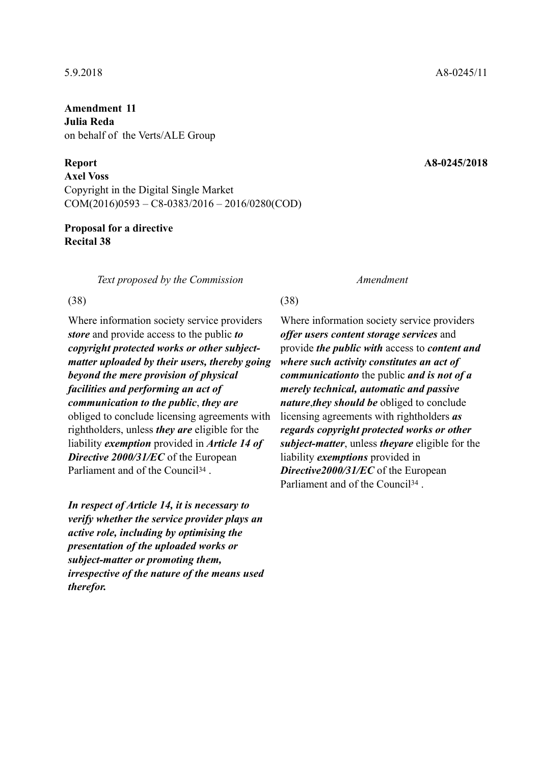5.9.2018 A8-0245/11

**Amendment 11**
**Julia Reda**
on behalf of the Verts/ALE Group

**Report** **A8-0245/2018**
**Axel Voss**
Copyright in the Digital Single Market
COM(2016)0593 – C8-0383/2016 – 2016/0280(COD)

**Proposal for a directive**
**Recital 38**

| *Text proposed by the Commission* | *Amendment* |
|---|---|
| (38) | (38) |
| Where information society service providers ***store*** and provide access to the public ***to copyright protected works or other subject-matter uploaded by their users, thereby going beyond the mere provision of physical facilities and performing an act of communication to the public***, ***they are*** obliged to conclude licensing agreements with rightholders, unless ***they are*** eligible for the liability ***exemption*** provided in ***Article 14 of Directive 2000/31/EC*** of the European Parliament and of the Council[34] . | Where information society service providers ***offer users content storage services*** and provide ***the public with*** access to ***content and where such activity constitutes an act of communicationto*** the public ***and is not of a merely technical, automatic and passive nature***,***they should be*** obliged to conclude licensing agreements with rightholders ***as regards copyright protected works or other subject-matter***, unless ***theyare*** eligible for the liability ***exemptions*** provided in ***Directive2000/31/EC*** of the European Parliament and of the Council[34] . |
| ***In respect of Article 14, it is necessary to verify whether the service provider plays an active role, including by optimising the presentation of the uploaded works or subject-matter or promoting them, irrespective of the nature of the means used therefor.*** | |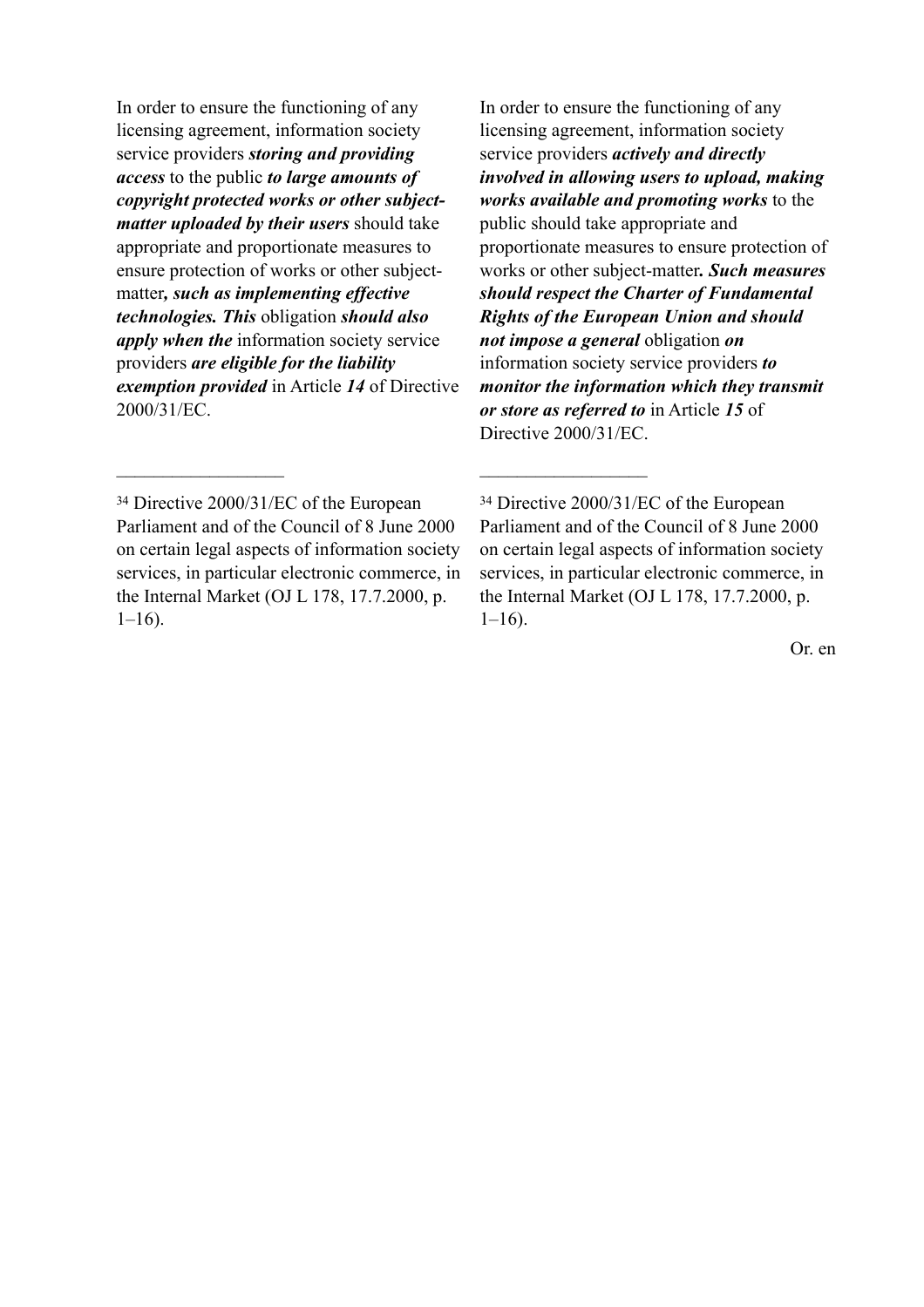| | |
|---|---|
| In order to ensure the functioning of any licensing agreement, information society service providers ***storing and providing access*** to the public ***to large amounts of copyright protected works or other subject-matter uploaded by their users*** should take appropriate and proportionate measures to ensure protection of works or other subject-matter***, such as implementing effective technologies. This*** obligation ***should also apply when the*** information society service providers ***are eligible for the liability exemption provided*** in Article ***14*** of Directive 2000/31/EC. | In order to ensure the functioning of any licensing agreement, information society service providers ***actively and directly involved in allowing users to upload, making works available and promoting works*** to the public should take appropriate and proportionate measures to ensure protection of works or other subject-matter***. Such measures should respect the Charter of Fundamental Rights of the European Union and should not impose a general*** obligation ***on*** information society service providers ***to monitor the information which they transmit or store as referred to*** in Article ***15*** of Directive 2000/31/EC. |
| \_\_\_\_\_\_\_\_\_\_\_\_\_\_\_\_\_\_ | \_\_\_\_\_\_\_\_\_\_\_\_\_\_\_\_\_\_ |
| [34] Directive 2000/31/EC of the European Parliament and of the Council of 8 June 2000 on certain legal aspects of information society services, in particular electronic commerce, in the Internal Market (OJ L 178, 17.7.2000, p. 1–16). | [34] Directive 2000/31/EC of the European Parliament and of the Council of 8 June 2000 on certain legal aspects of information society services, in particular electronic commerce, in the Internal Market (OJ L 178, 17.7.2000, p. 1–16). |

Or. en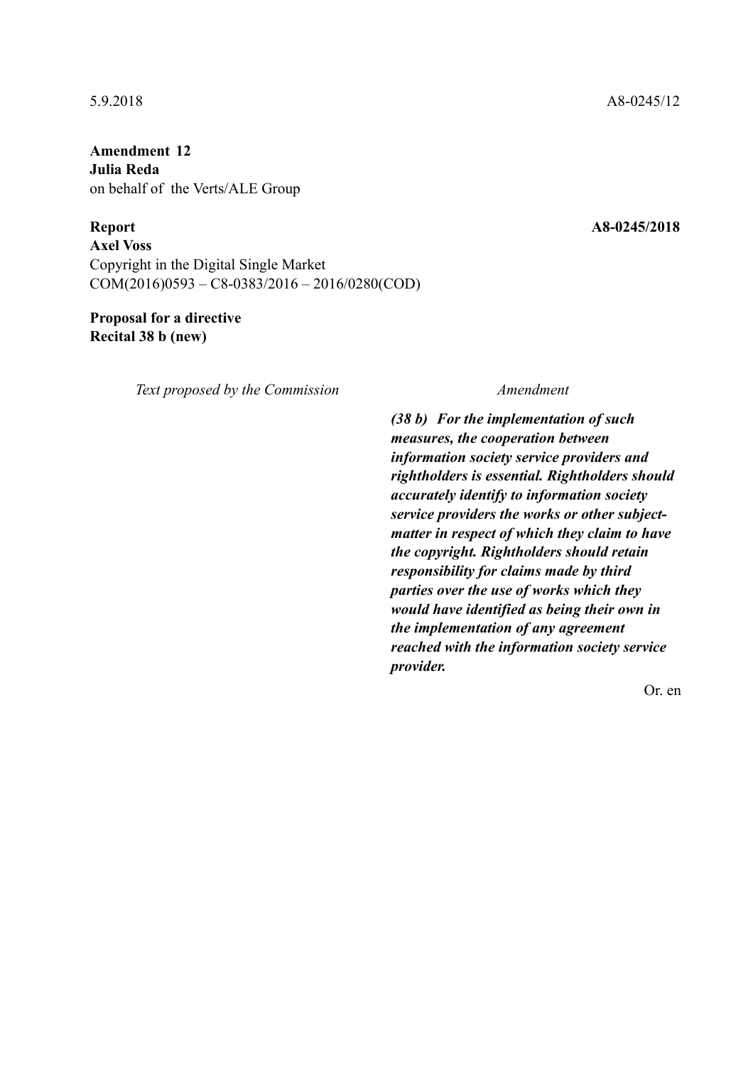5.9.2018 A8-0245/12

**Amendment 12**
**Julia Reda**
on behalf of the Verts/ALE Group

**Report** **A8-0245/2018**
**Axel Voss**
Copyright in the Digital Single Market
COM(2016)0593 – C8-0383/2016 – 2016/0280(COD)

**Proposal for a directive**
**Recital 38 b (new)**

| *Text proposed by the Commission* | *Amendment* |
| --- | --- |
| | ***(38 b) For the implementation of such measures, the cooperation between information society service providers and rightholders is essential. Rightholders should accurately identify to information society service providers the works or other subject-matter in respect of which they claim to have the copyright. Rightholders should retain responsibility for claims made by third parties over the use of works which they would have identified as being their own in the implementation of any agreement reached with the information society service provider.*** |

Or. en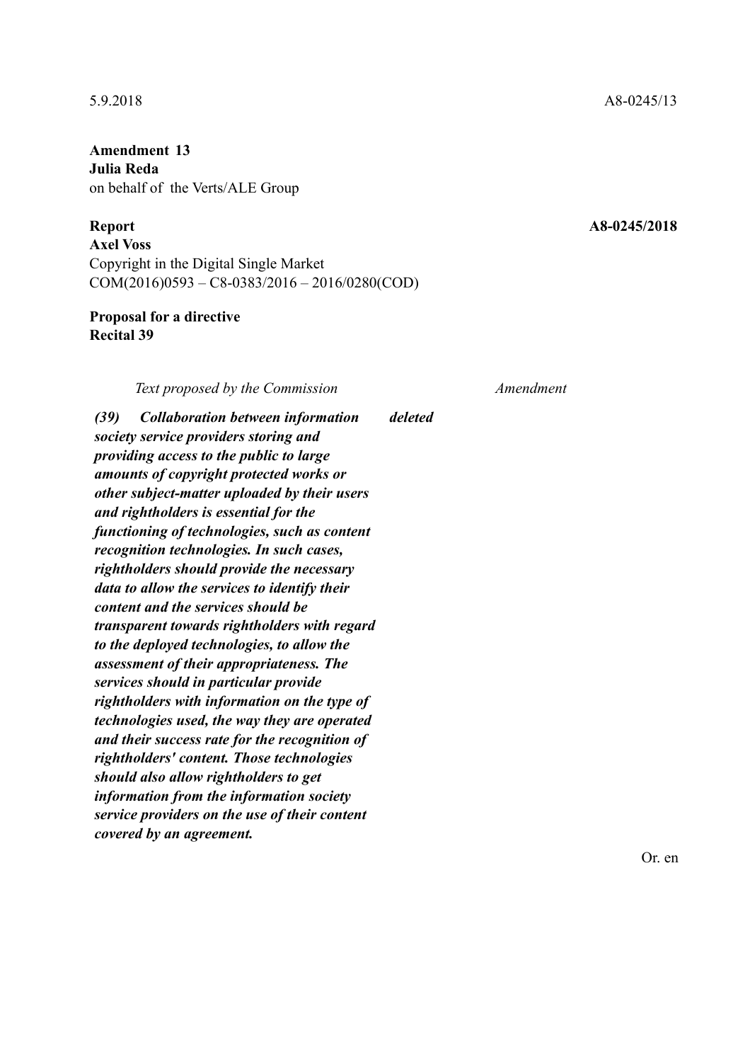5.9.2018 A8-0245/13

**Amendment 13**
**Julia Reda**
on behalf of the Verts/ALE Group

**Report** **A8-0245/2018**
**Axel Voss**
Copyright in the Digital Single Market
COM(2016)0593 – C8-0383/2016 – 2016/0280(COD)

**Proposal for a directive**
**Recital 39**

| *Text proposed by the Commission* | *Amendment* |
|---|---|
| ***(39) Collaboration between information society service providers storing and providing access to the public to large amounts of copyright protected works or other subject-matter uploaded by their users and rightholders is essential for the functioning of technologies, such as content recognition technologies. In such cases, rightholders should provide the necessary data to allow the services to identify their content and the services should be transparent towards rightholders with regard to the deployed technologies, to allow the assessment of their appropriateness. The services should in particular provide rightholders with information on the type of technologies used, the way they are operated and their success rate for the recognition of rightholders' content. Those technologies should also allow rightholders to get information from the information society service providers on the use of their content covered by an agreement.*** | ***deleted*** |

Or. en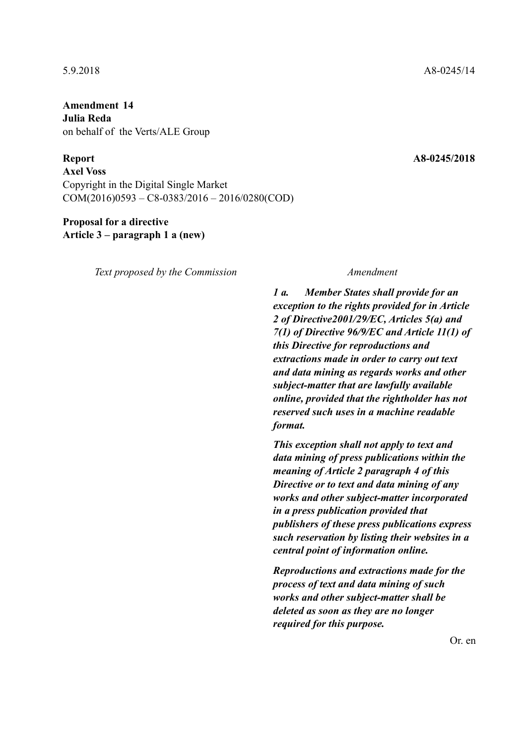5.9.2018 A8-0245/14

**Amendment 14**
**Julia Reda**
on behalf of the Verts/ALE Group

**Report** **A8-0245/2018**
**Axel Voss**
Copyright in the Digital Single Market
COM(2016)0593 – C8-0383/2016 – 2016/0280(COD)

**Proposal for a directive**
**Article 3 – paragraph 1 a (new)**

| *Text proposed by the Commission* | *Amendment* |
|---|---|
| | ***1 a. Member States shall provide for an exception to the rights provided for in Article 2 of Directive2001/29/EC, Articles 5(a) and 7(1) of Directive 96/9/EC and Article 11(1) of this Directive for reproductions and extractions made in order to carry out text and data mining as regards works and other subject-matter that are lawfully available online, provided that the rightholder has not reserved such uses in a machine readable format.*** |
| | ***This exception shall not apply to text and data mining of press publications within the meaning of Article 2 paragraph 4 of this Directive or to text and data mining of any works and other subject-matter incorporated in a press publication provided that publishers of these press publications express such reservation by listing their websites in a central point of information online.*** |
| | ***Reproductions and extractions made for the process of text and data mining of such works and other subject-matter shall be deleted as soon as they are no longer required for this purpose.*** |

Or. en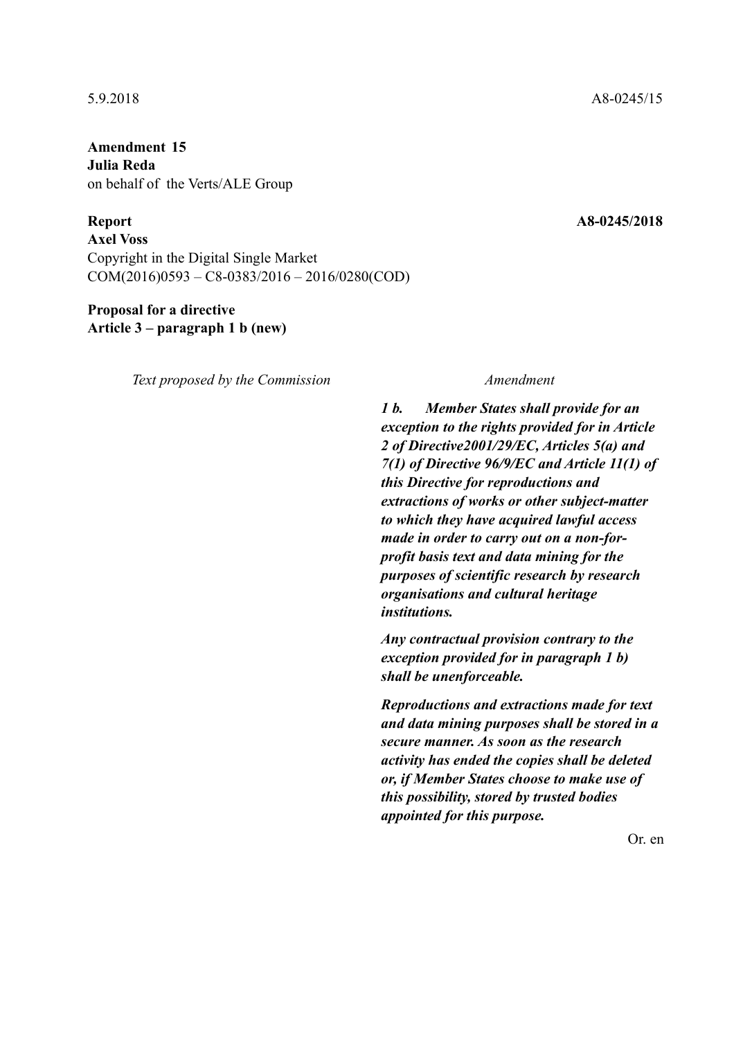5.9.2018 A8-0245/15

**Amendment 15**
**Julia Reda**
on behalf of the Verts/ALE Group

**Report** **A8-0245/2018**
**Axel Voss**
Copyright in the Digital Single Market
COM(2016)0593 – C8-0383/2016 – 2016/0280(COD)

**Proposal for a directive**
**Article 3 – paragraph 1 b (new)**

| *Text proposed by the Commission* | *Amendment* |
|---|---|
| | ***1 b. Member States shall provide for an exception to the rights provided for in Article 2 of Directive2001/29/EC, Articles 5(a) and 7(1) of Directive 96/9/EC and Article 11(1) of this Directive for reproductions and extractions of works or other subject-matter to which they have acquired lawful access made in order to carry out on a non-for-profit basis text and data mining for the purposes of scientific research by research organisations and cultural heritage institutions.*** |
| | ***Any contractual provision contrary to the exception provided for in paragraph 1 b) shall be unenforceable.*** |
| | ***Reproductions and extractions made for text and data mining purposes shall be stored in a secure manner. As soon as the research activity has ended the copies shall be deleted or, if Member States choose to make use of this possibility, stored by trusted bodies appointed for this purpose.*** |

Or. en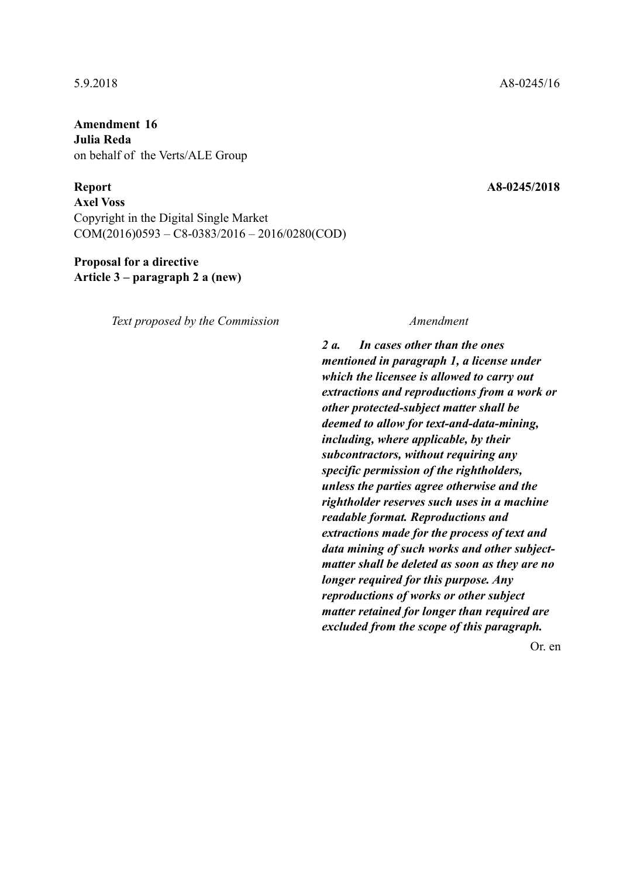5.9.2018 A8-0245/16

**Amendment 16**
**Julia Reda**
on behalf of the Verts/ALE Group

**Report** **A8-0245/2018**
**Axel Voss**
Copyright in the Digital Single Market
COM(2016)0593 – C8-0383/2016 – 2016/0280(COD)

**Proposal for a directive**
**Article 3 – paragraph 2 a (new)**

| *Text proposed by the Commission* | *Amendment* |
| --- | --- |
| | ***2 a. In cases other than the ones mentioned in paragraph 1, a license under which the licensee is allowed to carry out extractions and reproductions from a work or other protected-subject matter shall be deemed to allow for text-and-data-mining, including, where applicable, by their subcontractors, without requiring any specific permission of the rightholders, unless the parties agree otherwise and the rightholder reserves such uses in a machine readable format. Reproductions and extractions made for the process of text and data mining of such works and other subject-matter shall be deleted as soon as they are no longer required for this purpose. Any reproductions of works or other subject matter retained for longer than required are excluded from the scope of this paragraph.*** |

Or. en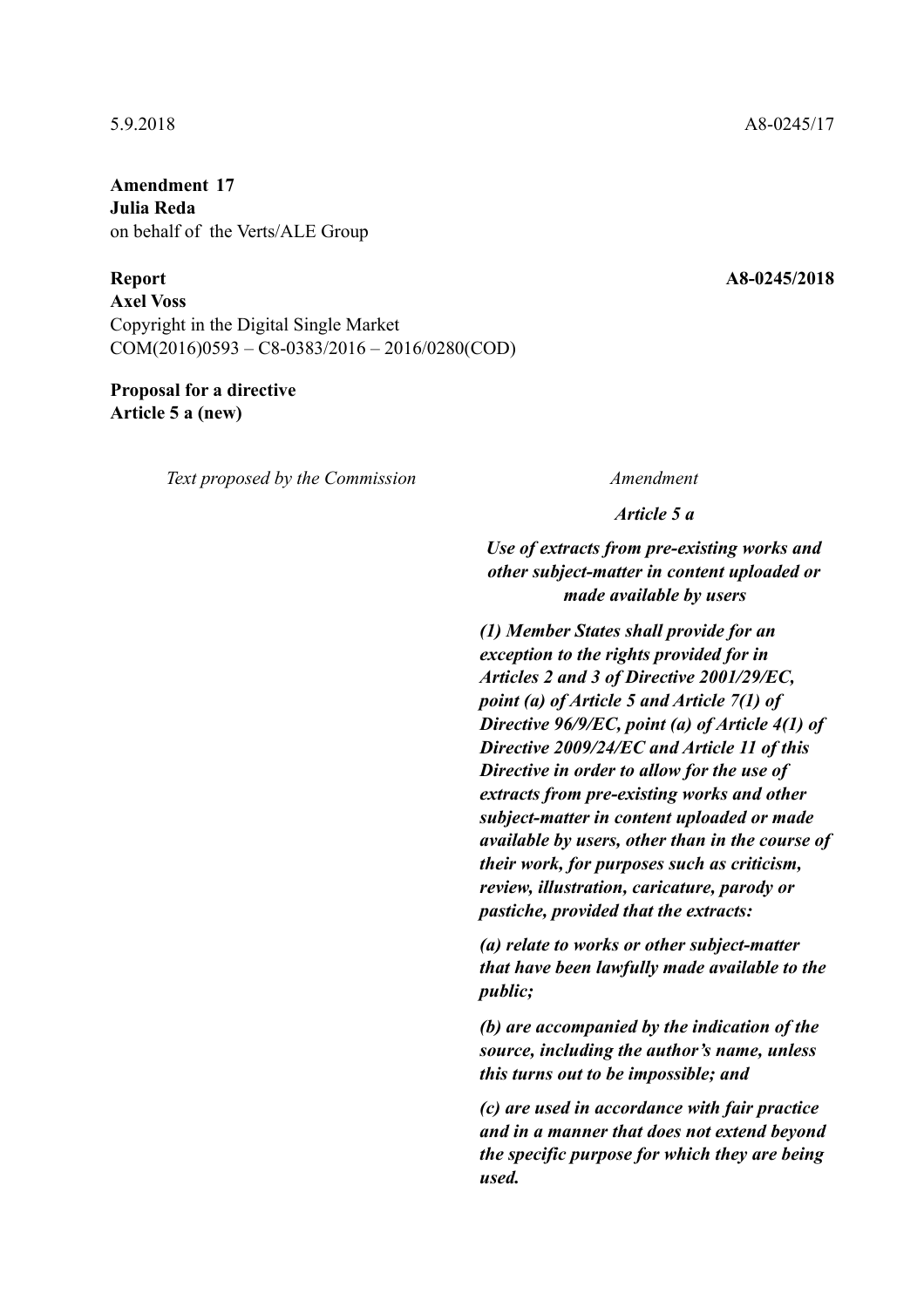5.9.2018 A8-0245/17

**Amendment 17**
**Julia Reda**
on behalf of the Verts/ALE Group

**Report** **A8-0245/2018**
**Axel Voss**
Copyright in the Digital Single Market
COM(2016)0593 – C8-0383/2016 – 2016/0280(COD)

**Proposal for a directive**
**Article 5 a (new)**

| *Text proposed by the Commission* | *Amendment* |
|---|---|
| | ***Article 5 a*** |
| | ***Use of extracts from pre-existing works and other subject-matter in content uploaded or made available by users*** |
| | ***(1) Member States shall provide for an exception to the rights provided for in Articles 2 and 3 of Directive 2001/29/EC, point (a) of Article 5 and Article 7(1) of Directive 96/9/EC, point (a) of Article 4(1) of Directive 2009/24/EC and Article 11 of this Directive in order to allow for the use of extracts from pre-existing works and other subject-matter in content uploaded or made available by users, other than in the course of their work, for purposes such as criticism, review, illustration, caricature, parody or pastiche, provided that the extracts:*** |
| | ***(a) relate to works or other subject-matter that have been lawfully made available to the public;*** |
| | ***(b) are accompanied by the indication of the source, including the author's name, unless this turns out to be impossible; and*** |
| | ***(c) are used in accordance with fair practice and in a manner that does not extend beyond the specific purpose for which they are being used.*** |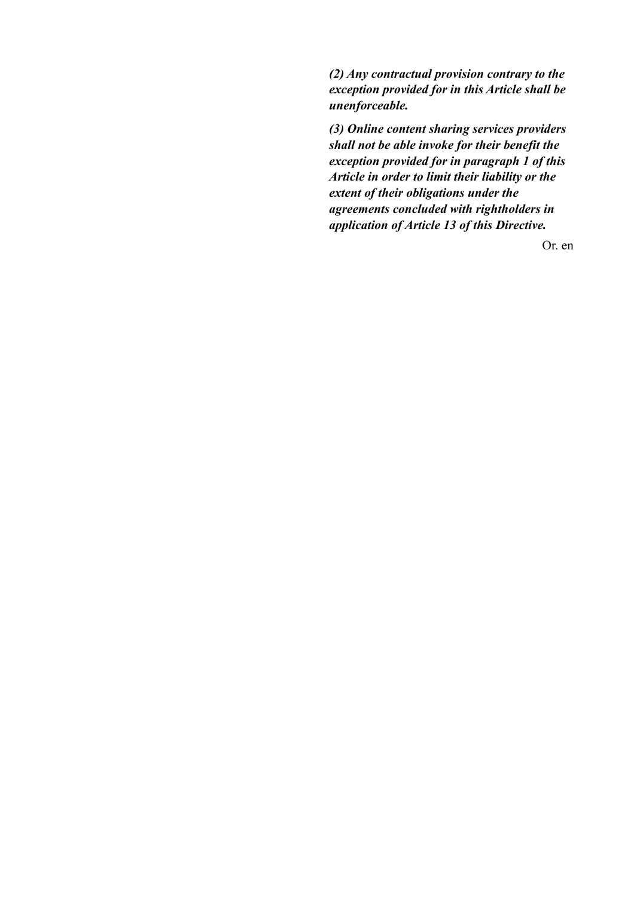***(2) Any contractual provision contrary to the exception provided for in this Article shall be unenforceable.***

***(3) Online content sharing services providers shall not be able invoke for their benefit the exception provided for in paragraph 1 of this Article in order to limit their liability or the extent of their obligations under the agreements concluded with rightholders in application of Article 13 of this Directive.***

Or. en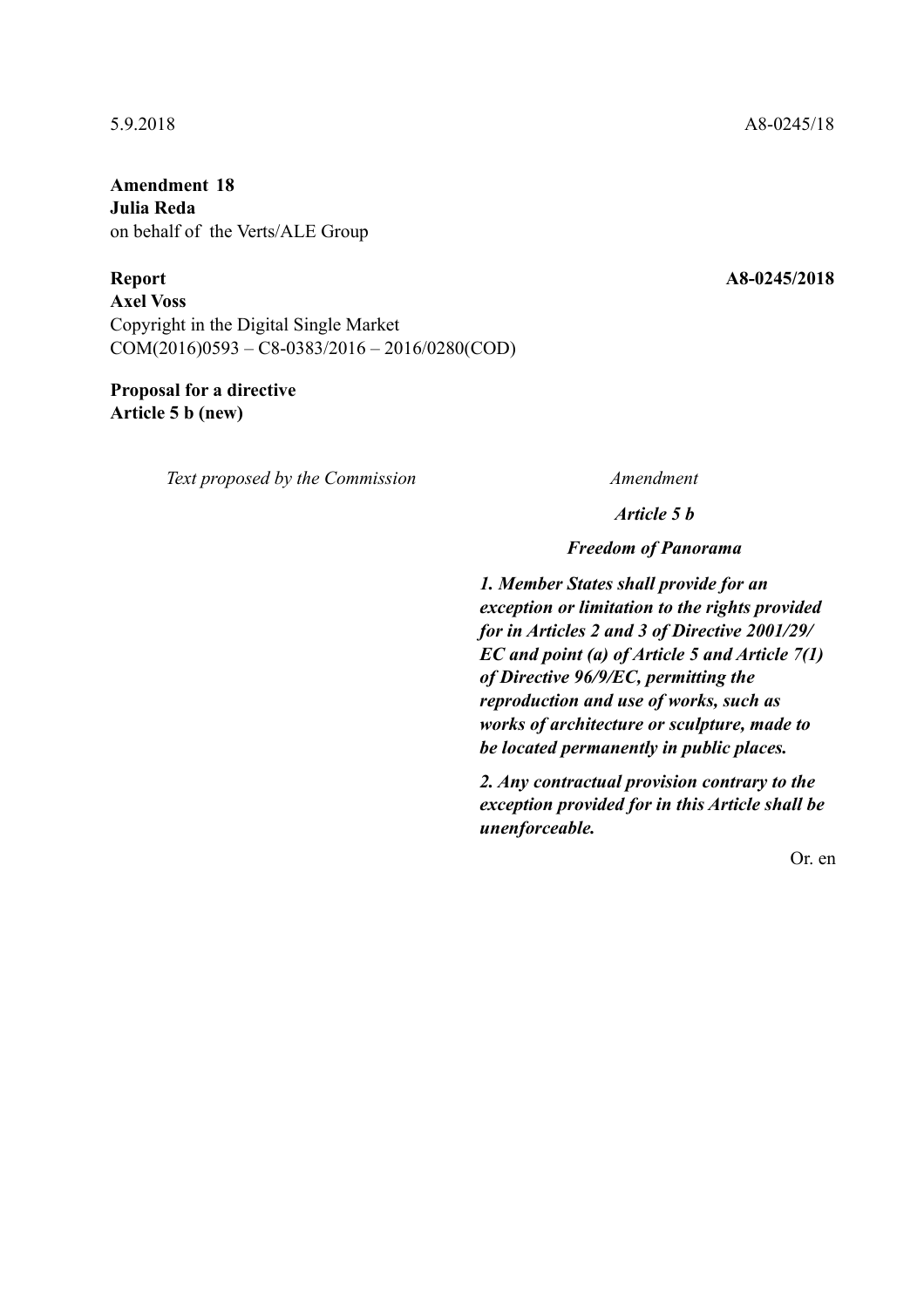5.9.2018 A8-0245/18

**Amendment 18**
**Julia Reda**
on behalf of the Verts/ALE Group

**Report** **A8-0245/2018**
**Axel Voss**
Copyright in the Digital Single Market
COM(2016)0593 – C8-0383/2016 – 2016/0280(COD)

**Proposal for a directive**
**Article 5 b (new)**

| *Text proposed by the Commission* | *Amendment* |
|---|---|
| | ***Article 5 b*** |
| | ***Freedom of Panorama*** |
| | ***1. Member States shall provide for an exception or limitation to the rights provided for in Articles 2 and 3 of Directive 2001/29/EC and point (a) of Article 5 and Article 7(1) of Directive 96/9/EC, permitting the reproduction and use of works, such as works of architecture or sculpture, made to be located permanently in public places.*** |
| | ***2. Any contractual provision contrary to the exception provided for in this Article shall be unenforceable.*** |

Or. en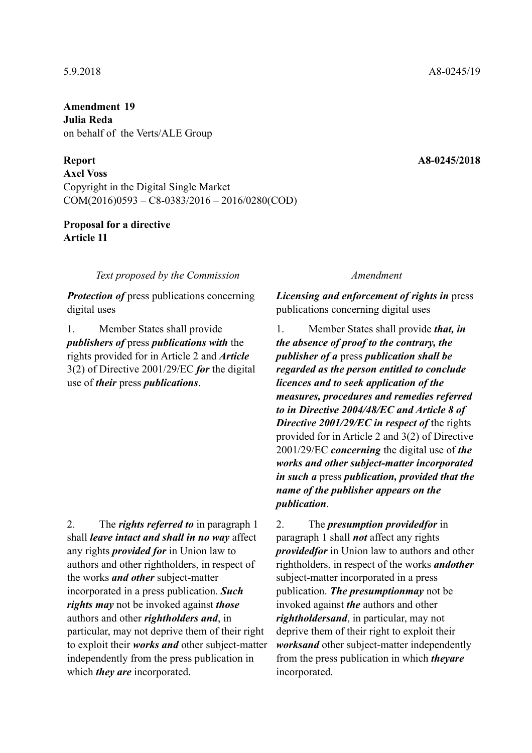5.9.2018 A8-0245/19

**Amendment 19**
**Julia Reda**
on behalf of the Verts/ALE Group

**Report** **A8-0245/2018**
**Axel Voss**
Copyright in the Digital Single Market
COM(2016)0593 – C8-0383/2016 – 2016/0280(COD)

**Proposal for a directive**
**Article 11**

| *Text proposed by the Commission* | *Amendment* |
| --- | --- |
| ***Protection of*** press publications concerning digital uses | ***Licensing and enforcement of rights in*** press publications concerning digital uses |
| 1. Member States shall provide ***publishers of*** press ***publications with*** the rights provided for in Article 2 and ***Article*** 3(2) of Directive 2001/29/EC ***for*** the digital use of ***their*** press ***publications***. | 1. Member States shall provide ***that, in the absence of proof to the contrary, the publisher of a*** press ***publication shall be regarded as the person entitled to conclude licences and to seek application of the measures, procedures and remedies referred to in Directive 2004/48/EC and Article 8 of Directive 2001/29/EC in respect of*** the rights provided for in Article 2 and 3(2) of Directive 2001/29/EC ***concerning*** the digital use of ***the works and other subject-matter incorporated in such a*** press ***publication, provided that the name of the publisher appears on the publication***. |
| 2. The ***rights referred to*** in paragraph 1 shall ***leave intact and shall in no way*** affect any rights ***provided for*** in Union law to authors and other rightholders, in respect of the works ***and other*** subject-matter incorporated in a press publication. ***Such rights may*** not be invoked against ***those*** authors and other ***rightholders and***, in particular, may not deprive them of their right to exploit their ***works and*** other subject-matter independently from the press publication in which ***they are*** incorporated. | 2. The ***presumption providedfor*** in paragraph 1 shall ***not*** affect any rights ***providedfor*** in Union law to authors and other rightholders, in respect of the works ***andother*** subject-matter incorporated in a press publication. ***The presumptionmay*** not be invoked against ***the*** authors and other ***rightholdersand***, in particular, may not deprive them of their right to exploit their ***worksand*** other subject-matter independently from the press publication in which ***theyare*** incorporated. |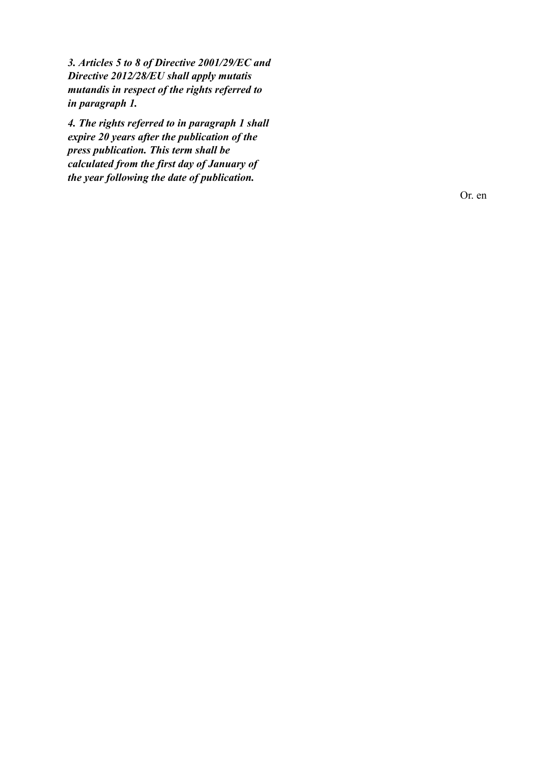***3. Articles 5 to 8 of Directive 2001/29/EC and Directive 2012/28/EU shall apply mutatis mutandis in respect of the rights referred to in paragraph 1.***

***4. The rights referred to in paragraph 1 shall expire 20 years after the publication of the press publication. This term shall be calculated from the first day of January of the year following the date of publication.***

Or. en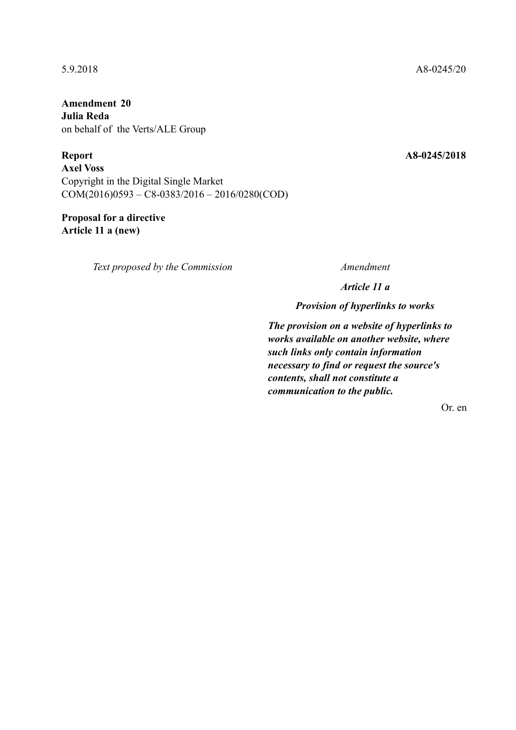5.9.2018 A8-0245/20

**Amendment 20**
**Julia Reda**
on behalf of the Verts/ALE Group

**Report** **A8-0245/2018**
**Axel Voss**
Copyright in the Digital Single Market
COM(2016)0593 – C8-0383/2016 – 2016/0280(COD)

**Proposal for a directive**
**Article 11 a (new)**

| *Text proposed by the Commission* | *Amendment* |
|---|---|
| | ***Article 11 a*** |
| | ***Provision of hyperlinks to works*** |
| | ***The provision on a website of hyperlinks to works available on another website, where such links only contain information necessary to find or request the source's contents, shall not constitute a communication to the public.*** |

Or. en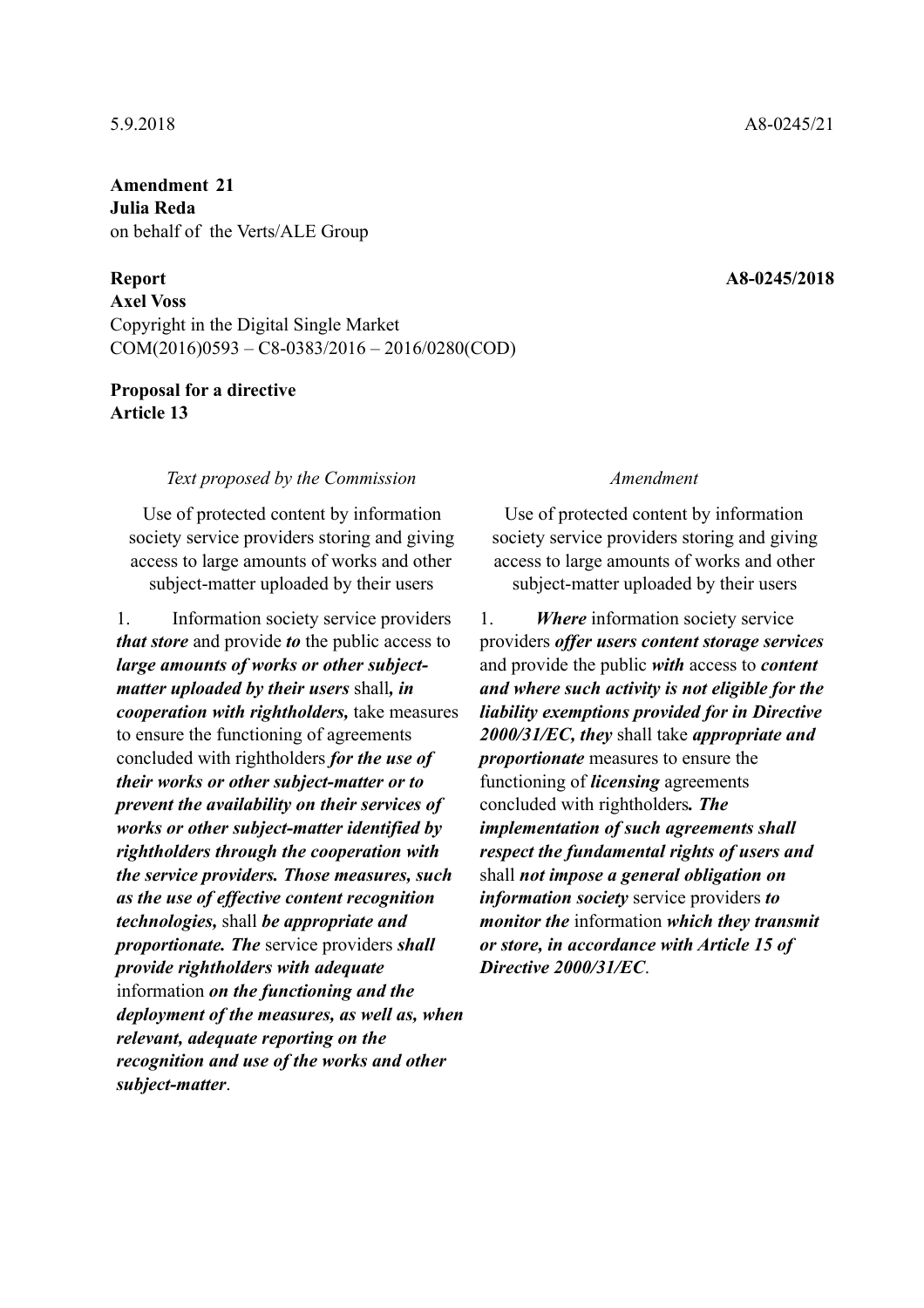5.9.2018 A8-0245/21

**Amendment 21**
**Julia Reda**
on behalf of the Verts/ALE Group

**Report** **A8-0245/2018**
**Axel Voss**
Copyright in the Digital Single Market
COM(2016)0593 – C8-0383/2016 – 2016/0280(COD)

**Proposal for a directive**
**Article 13**

| *Text proposed by the Commission* | *Amendment* |
|---|---|
| Use of protected content by information society service providers storing and giving access to large amounts of works and other subject-matter uploaded by their users | Use of protected content by information society service providers storing and giving access to large amounts of works and other subject-matter uploaded by their users |
| 1. Information society service providers ***that store*** and provide ***to*** the public access to ***large amounts of works or other subject-matter uploaded by their users*** shall***, in cooperation with rightholders,*** take measures to ensure the functioning of agreements concluded with rightholders ***for the use of their works or other subject-matter or to prevent the availability on their services of works or other subject-matter identified by rightholders through the cooperation with the service providers. Those measures, such as the use of effective content recognition technologies,*** shall ***be appropriate and proportionate. The*** service providers ***shall provide rightholders with adequate*** information ***on the functioning and the deployment of the measures, as well as, when relevant, adequate reporting on the recognition and use of the works and other subject-matter***. | 1. ***Where*** information society service providers ***offer users content storage services*** and provide the public ***with*** access to ***content and where such activity is not eligible for the liability exemptions provided for in Directive 2000/31/EC, they*** shall take ***appropriate and proportionate*** measures to ensure the functioning of ***licensing*** agreements concluded with rightholders***. The implementation of such agreements shall respect the fundamental rights of users and*** shall ***not impose a general obligation on information society*** service providers ***to monitor the*** information ***which they transmit or store, in accordance with Article 15 of Directive 2000/31/EC***. |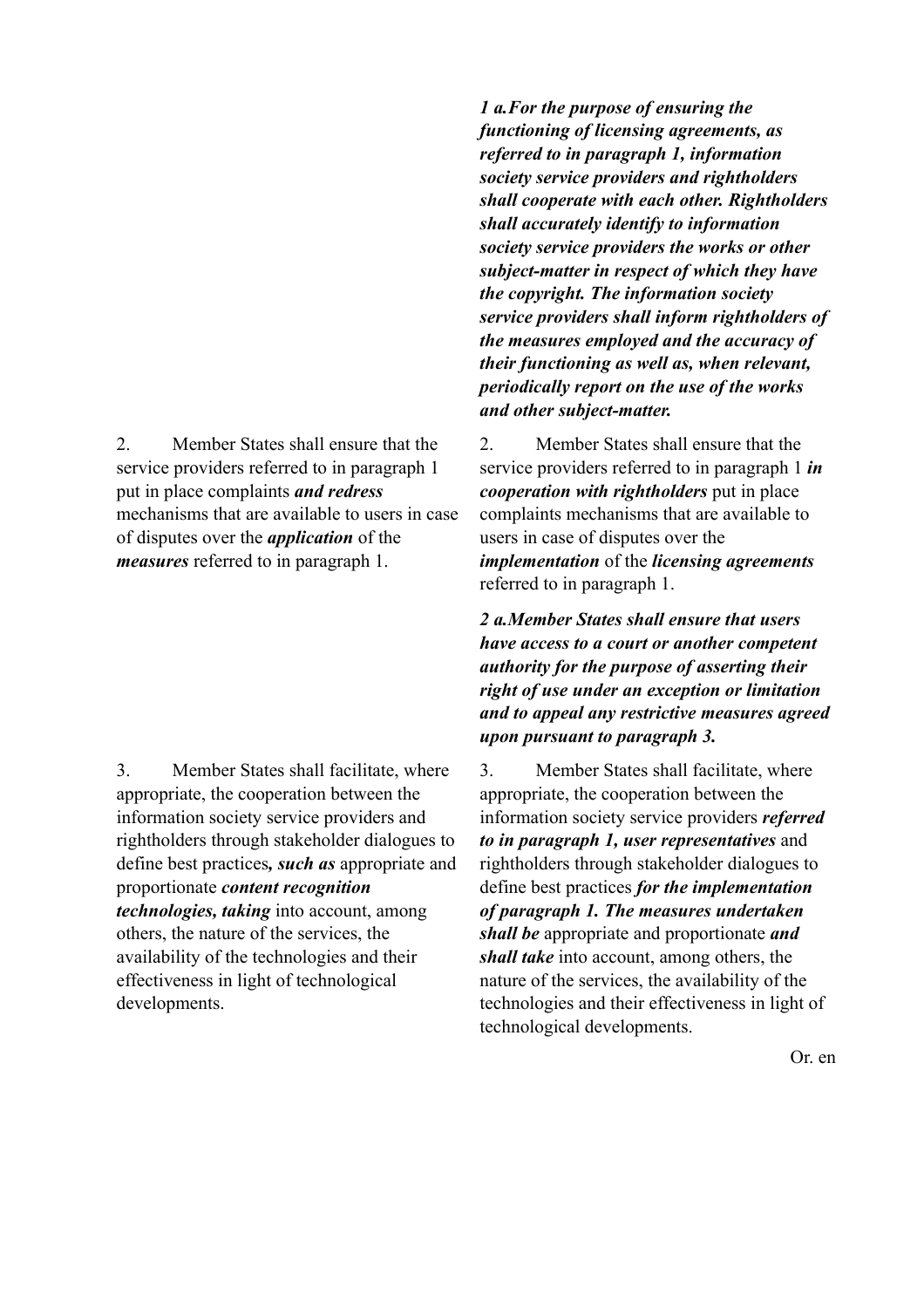| | |
|---|---|
| | ***1 a.For the purpose of ensuring the functioning of licensing agreements, as referred to in paragraph 1, information society service providers and rightholders shall cooperate with each other. Rightholders shall accurately identify to information society service providers the works or other subject-matter in respect of which they have the copyright. The information society service providers shall inform rightholders of the measures employed and the accuracy of their functioning as well as, when relevant, periodically report on the use of the works and other subject-matter.*** |
| 2. Member States shall ensure that the service providers referred to in paragraph 1 put in place complaints ***and redress*** mechanisms that are available to users in case of disputes over the ***application*** of the ***measures*** referred to in paragraph 1. | 2. Member States shall ensure that the service providers referred to in paragraph 1 ***in cooperation with rightholders*** put in place complaints mechanisms that are available to users in case of disputes over the ***implementation*** of the ***licensing agreements*** referred to in paragraph 1. |
| | ***2 a.Member States shall ensure that users have access to a court or another competent authority for the purpose of asserting their right of use under an exception or limitation and to appeal any restrictive measures agreed upon pursuant to paragraph 3.*** |
| 3. Member States shall facilitate, where appropriate, the cooperation between the information society service providers and rightholders through stakeholder dialogues to define best practices***, such as*** appropriate and proportionate ***content recognition technologies, taking*** into account, among others, the nature of the services, the availability of the technologies and their effectiveness in light of technological developments. | 3. Member States shall facilitate, where appropriate, the cooperation between the information society service providers ***referred to in paragraph 1, user representatives*** and rightholders through stakeholder dialogues to define best practices ***for the implementation of paragraph 1. The measures undertaken shall be*** appropriate and proportionate ***and shall take*** into account, among others, the nature of the services, the availability of the technologies and their effectiveness in light of technological developments. |

Or. en